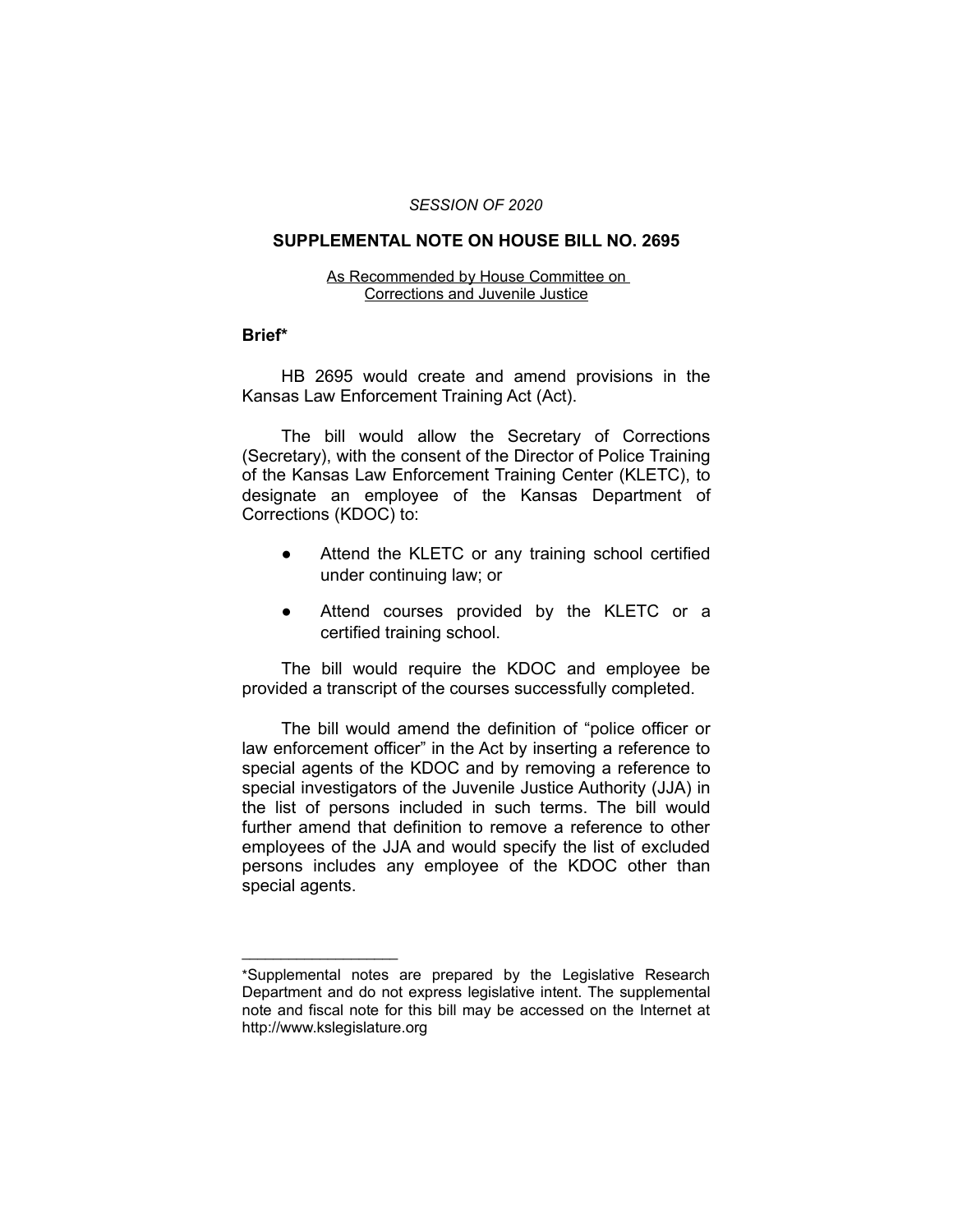*SESSION OF 2020*

# SUPPLEMENTAL NOTE ON HOUSE BILL NO. 2695

As Recommended by House Committee on Corrections and Juvenile Justice

## Brief*

HB 2695 would create and amend provisions in the Kansas Law Enforcement Training Act (Act).

The bill would allow the Secretary of Corrections (Secretary), with the consent of the Director of Police Training of the Kansas Law Enforcement Training Center (KLETC), to designate an employee of the Kansas Department of Corrections (KDOC) to:

- Attend the KLETC or any training school certified under continuing law; or
- Attend courses provided by the KLETC or a certified training school.

The bill would require the KDOC and employee be provided a transcript of the courses successfully completed.

The bill would amend the definition of "police officer or law enforcement officer" in the Act by inserting a reference to special agents of the KDOC and by removing a reference to special investigators of the Juvenile Justice Authority (JJA) in the list of persons included in such terms. The bill would further amend that definition to remove a reference to other employees of the JJA and would specify the list of excluded persons includes any employee of the KDOC other than special agents.

---

*Supplemental notes are prepared by the Legislative Research Department and do not express legislative intent. The supplemental note and fiscal note for this bill may be accessed on the Internet at http://www.kslegislature.org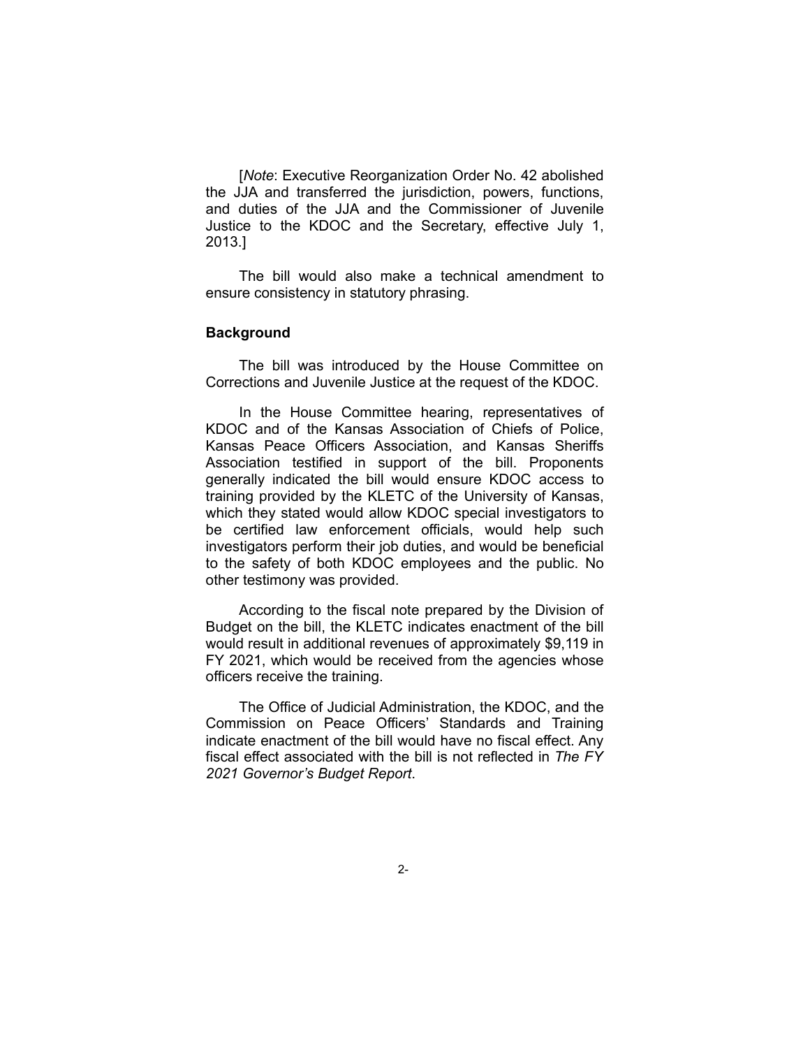[*Note*: Executive Reorganization Order No. 42 abolished the JJA and transferred the jurisdiction, powers, functions, and duties of the JJA and the Commissioner of Juvenile Justice to the KDOC and the Secretary, effective July 1, 2013.]

The bill would also make a technical amendment to ensure consistency in statutory phrasing.

## Background

The bill was introduced by the House Committee on Corrections and Juvenile Justice at the request of the KDOC.

In the House Committee hearing, representatives of KDOC and of the Kansas Association of Chiefs of Police, Kansas Peace Officers Association, and Kansas Sheriffs Association testified in support of the bill. Proponents generally indicated the bill would ensure KDOC access to training provided by the KLETC of the University of Kansas, which they stated would allow KDOC special investigators to be certified law enforcement officials, would help such investigators perform their job duties, and would be beneficial to the safety of both KDOC employees and the public. No other testimony was provided.

According to the fiscal note prepared by the Division of Budget on the bill, the KLETC indicates enactment of the bill would result in additional revenues of approximately $9,119 in FY 2021, which would be received from the agencies whose officers receive the training.

The Office of Judicial Administration, the KDOC, and the Commission on Peace Officers' Standards and Training indicate enactment of the bill would have no fiscal effect. Any fiscal effect associated with the bill is not reflected in *The FY 2021 Governor's Budget Report*.